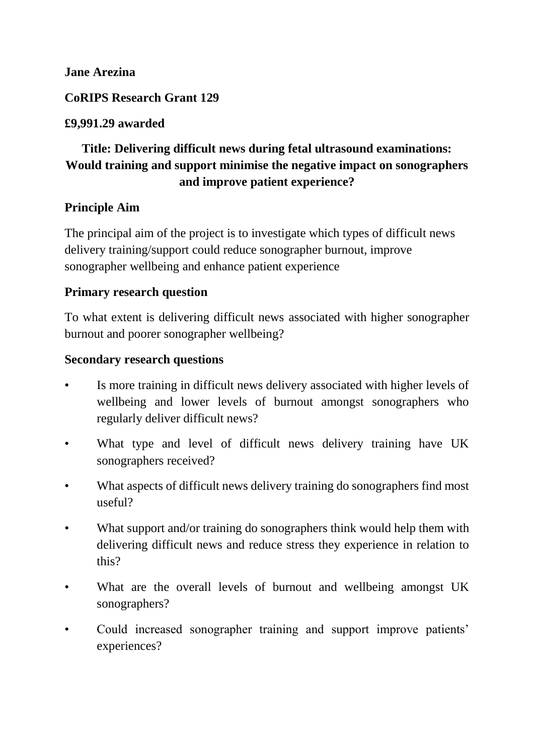**Jane Arezina**

**CoRIPS Research Grant 129**

**£9,991.29 awarded**

## Title: Delivering difficult news during fetal ultrasound examinations: Would training and support minimise the negative impact on sonographers and improve patient experience?

### Principle Aim

The principal aim of the project is to investigate which types of difficult news delivery training/support could reduce sonographer burnout, improve sonographer wellbeing and enhance patient experience

### Primary research question

To what extent is delivering difficult news associated with higher sonographer burnout and poorer sonographer wellbeing?

### Secondary research questions

- Is more training in difficult news delivery associated with higher levels of wellbeing and lower levels of burnout amongst sonographers who regularly deliver difficult news?
- What type and level of difficult news delivery training have UK sonographers received?
- What aspects of difficult news delivery training do sonographers find most useful?
- What support and/or training do sonographers think would help them with delivering difficult news and reduce stress they experience in relation to this?
- What are the overall levels of burnout and wellbeing amongst UK sonographers?
- Could increased sonographer training and support improve patients' experiences?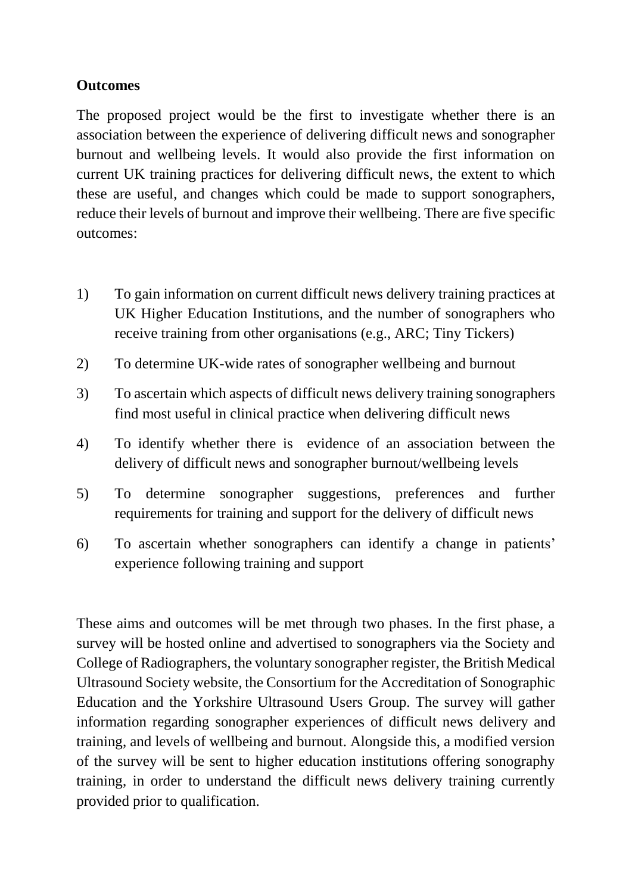**Outcomes**

The proposed project would be the first to investigate whether there is an association between the experience of delivering difficult news and sonographer burnout and wellbeing levels. It would also provide the first information on current UK training practices for delivering difficult news, the extent to which these are useful, and changes which could be made to support sonographers, reduce their levels of burnout and improve their wellbeing. There are five specific outcomes:

1) To gain information on current difficult news delivery training practices at UK Higher Education Institutions, and the number of sonographers who receive training from other organisations (e.g., ARC; Tiny Tickers)
2) To determine UK-wide rates of sonographer wellbeing and burnout
3) To ascertain which aspects of difficult news delivery training sonographers find most useful in clinical practice when delivering difficult news
4) To identify whether there is evidence of an association between the delivery of difficult news and sonographer burnout/wellbeing levels
5) To determine sonographer suggestions, preferences and further requirements for training and support for the delivery of difficult news
6) To ascertain whether sonographers can identify a change in patients' experience following training and support

These aims and outcomes will be met through two phases. In the first phase, a survey will be hosted online and advertised to sonographers via the Society and College of Radiographers, the voluntary sonographer register, the British Medical Ultrasound Society website, the Consortium for the Accreditation of Sonographic Education and the Yorkshire Ultrasound Users Group. The survey will gather information regarding sonographer experiences of difficult news delivery and training, and levels of wellbeing and burnout. Alongside this, a modified version of the survey will be sent to higher education institutions offering sonography training, in order to understand the difficult news delivery training currently provided prior to qualification.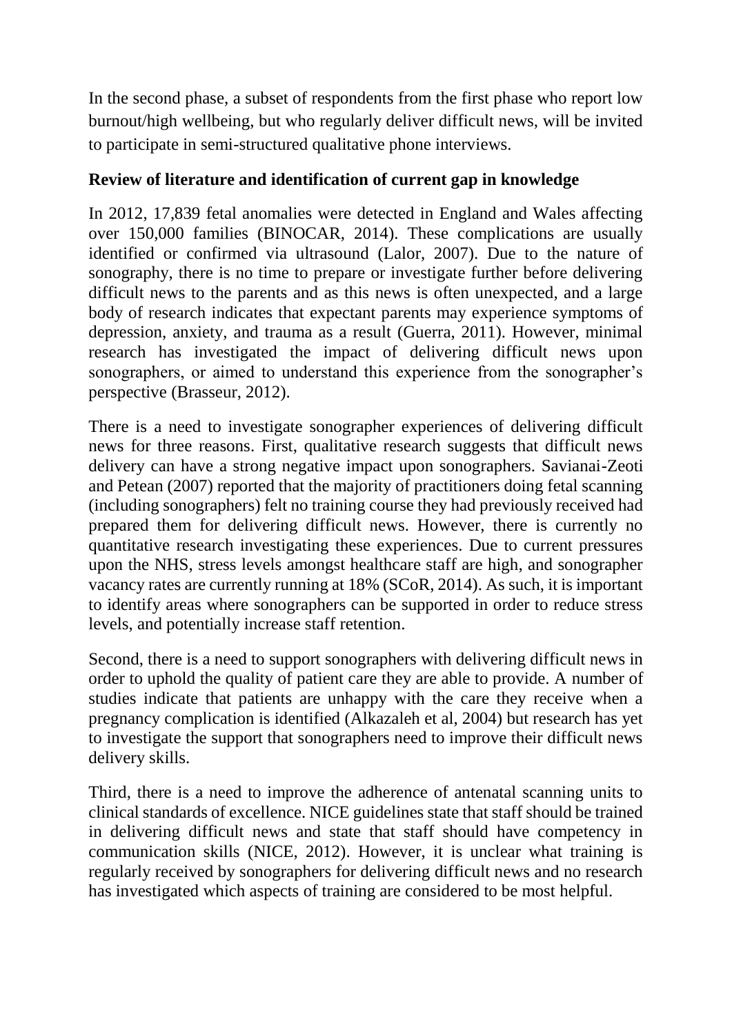In the second phase, a subset of respondents from the first phase who report low burnout/high wellbeing, but who regularly deliver difficult news, will be invited to participate in semi-structured qualitative phone interviews.

**Review of literature and identification of current gap in knowledge**

In 2012, 17,839 fetal anomalies were detected in England and Wales affecting over 150,000 families (BINOCAR, 2014). These complications are usually identified or confirmed via ultrasound (Lalor, 2007). Due to the nature of sonography, there is no time to prepare or investigate further before delivering difficult news to the parents and as this news is often unexpected, and a large body of research indicates that expectant parents may experience symptoms of depression, anxiety, and trauma as a result (Guerra, 2011). However, minimal research has investigated the impact of delivering difficult news upon sonographers, or aimed to understand this experience from the sonographer's perspective (Brasseur, 2012).

There is a need to investigate sonographer experiences of delivering difficult news for three reasons. First, qualitative research suggests that difficult news delivery can have a strong negative impact upon sonographers. Savianai-Zeoti and Petean (2007) reported that the majority of practitioners doing fetal scanning (including sonographers) felt no training course they had previously received had prepared them for delivering difficult news. However, there is currently no quantitative research investigating these experiences. Due to current pressures upon the NHS, stress levels amongst healthcare staff are high, and sonographer vacancy rates are currently running at 18% (SCoR, 2014). As such, it is important to identify areas where sonographers can be supported in order to reduce stress levels, and potentially increase staff retention.

Second, there is a need to support sonographers with delivering difficult news in order to uphold the quality of patient care they are able to provide. A number of studies indicate that patients are unhappy with the care they receive when a pregnancy complication is identified (Alkazaleh et al, 2004) but research has yet to investigate the support that sonographers need to improve their difficult news delivery skills.

Third, there is a need to improve the adherence of antenatal scanning units to clinical standards of excellence. NICE guidelines state that staff should be trained in delivering difficult news and state that staff should have competency in communication skills (NICE, 2012). However, it is unclear what training is regularly received by sonographers for delivering difficult news and no research has investigated which aspects of training are considered to be most helpful.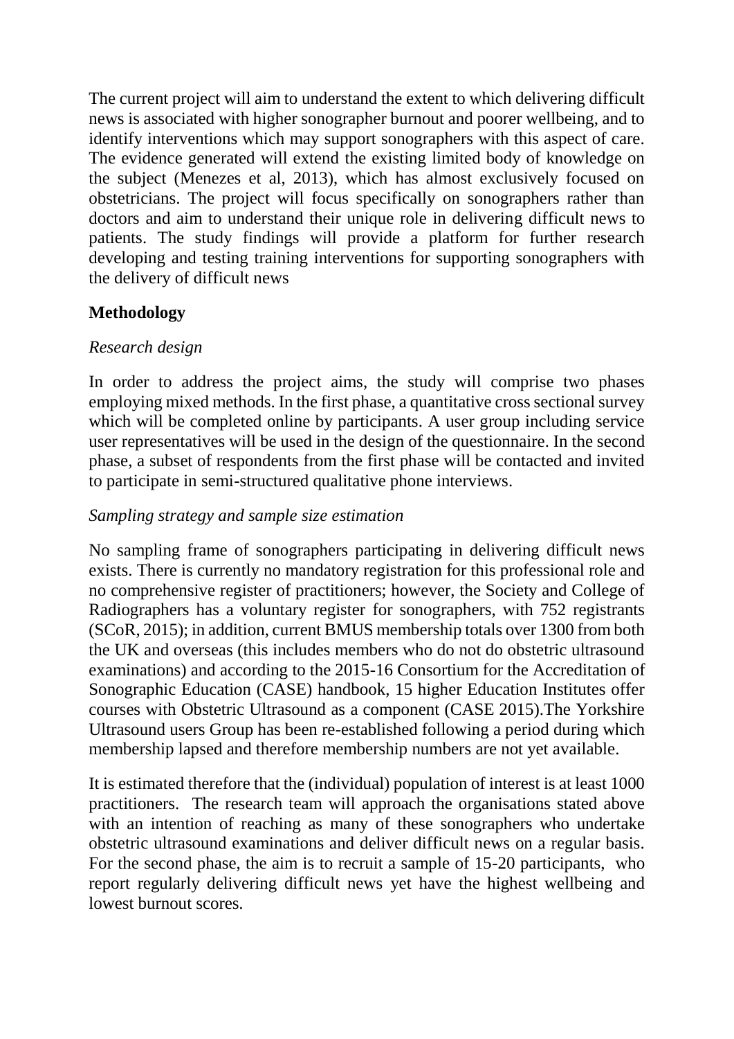The current project will aim to understand the extent to which delivering difficult news is associated with higher sonographer burnout and poorer wellbeing, and to identify interventions which may support sonographers with this aspect of care. The evidence generated will extend the existing limited body of knowledge on the subject (Menezes et al, 2013), which has almost exclusively focused on obstetricians. The project will focus specifically on sonographers rather than doctors and aim to understand their unique role in delivering difficult news to patients. The study findings will provide a platform for further research developing and testing training interventions for supporting sonographers with the delivery of difficult news

## Methodology

### *Research design*

In order to address the project aims, the study will comprise two phases employing mixed methods. In the first phase, a quantitative cross sectional survey which will be completed online by participants. A user group including service user representatives will be used in the design of the questionnaire. In the second phase, a subset of respondents from the first phase will be contacted and invited to participate in semi-structured qualitative phone interviews.

### *Sampling strategy and sample size estimation*

No sampling frame of sonographers participating in delivering difficult news exists. There is currently no mandatory registration for this professional role and no comprehensive register of practitioners; however, the Society and College of Radiographers has a voluntary register for sonographers, with 752 registrants (SCoR, 2015); in addition, current BMUS membership totals over 1300 from both the UK and overseas (this includes members who do not do obstetric ultrasound examinations) and according to the 2015-16 Consortium for the Accreditation of Sonographic Education (CASE) handbook, 15 higher Education Institutes offer courses with Obstetric Ultrasound as a component (CASE 2015).The Yorkshire Ultrasound users Group has been re-established following a period during which membership lapsed and therefore membership numbers are not yet available.

It is estimated therefore that the (individual) population of interest is at least 1000 practitioners. The research team will approach the organisations stated above with an intention of reaching as many of these sonographers who undertake obstetric ultrasound examinations and deliver difficult news on a regular basis. For the second phase, the aim is to recruit a sample of 15-20 participants, who report regularly delivering difficult news yet have the highest wellbeing and lowest burnout scores.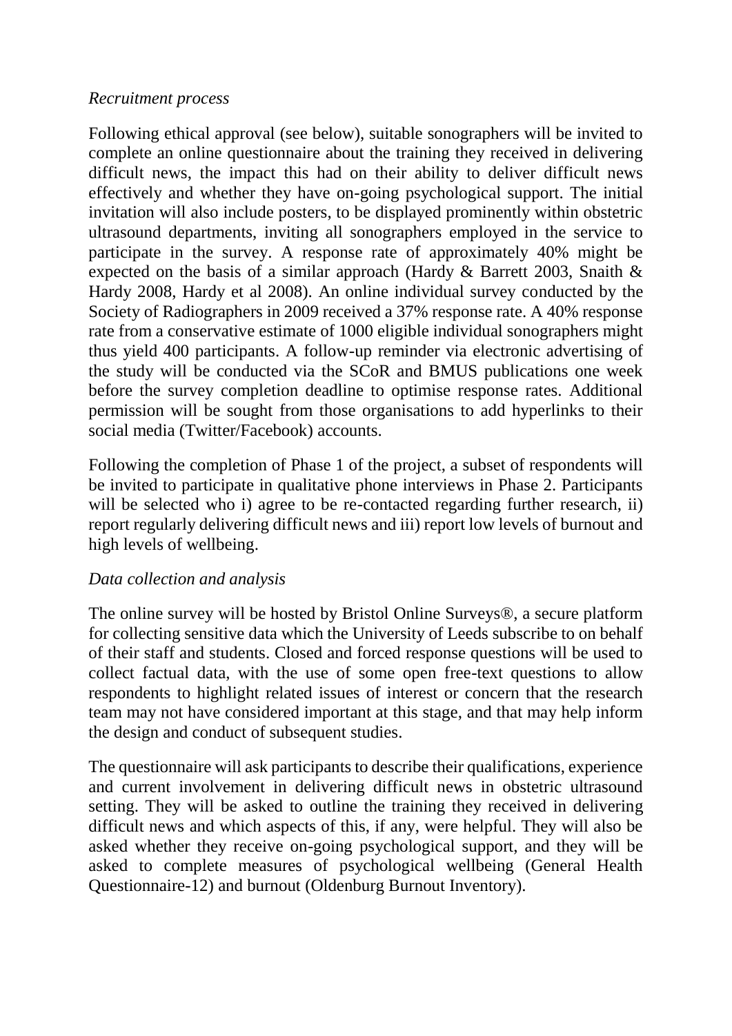*Recruitment process*

Following ethical approval (see below), suitable sonographers will be invited to complete an online questionnaire about the training they received in delivering difficult news, the impact this had on their ability to deliver difficult news effectively and whether they have on-going psychological support. The initial invitation will also include posters, to be displayed prominently within obstetric ultrasound departments, inviting all sonographers employed in the service to participate in the survey. A response rate of approximately 40% might be expected on the basis of a similar approach (Hardy & Barrett 2003, Snaith & Hardy 2008, Hardy et al 2008). An online individual survey conducted by the Society of Radiographers in 2009 received a 37% response rate. A 40% response rate from a conservative estimate of 1000 eligible individual sonographers might thus yield 400 participants. A follow-up reminder via electronic advertising of the study will be conducted via the SCoR and BMUS publications one week before the survey completion deadline to optimise response rates. Additional permission will be sought from those organisations to add hyperlinks to their social media (Twitter/Facebook) accounts.

Following the completion of Phase 1 of the project, a subset of respondents will be invited to participate in qualitative phone interviews in Phase 2. Participants will be selected who i) agree to be re-contacted regarding further research, ii) report regularly delivering difficult news and iii) report low levels of burnout and high levels of wellbeing.

*Data collection and analysis*

The online survey will be hosted by Bristol Online Surveys®, a secure platform for collecting sensitive data which the University of Leeds subscribe to on behalf of their staff and students. Closed and forced response questions will be used to collect factual data, with the use of some open free-text questions to allow respondents to highlight related issues of interest or concern that the research team may not have considered important at this stage, and that may help inform the design and conduct of subsequent studies.

The questionnaire will ask participants to describe their qualifications, experience and current involvement in delivering difficult news in obstetric ultrasound setting. They will be asked to outline the training they received in delivering difficult news and which aspects of this, if any, were helpful. They will also be asked whether they receive on-going psychological support, and they will be asked to complete measures of psychological wellbeing (General Health Questionnaire-12) and burnout (Oldenburg Burnout Inventory).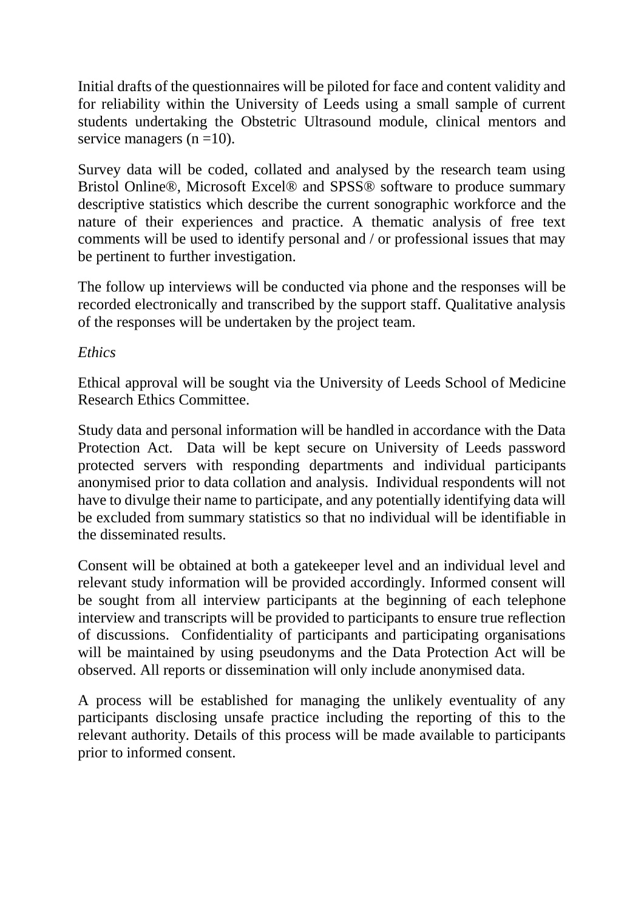Initial drafts of the questionnaires will be piloted for face and content validity and for reliability within the University of Leeds using a small sample of current students undertaking the Obstetric Ultrasound module, clinical mentors and service managers ($n = 10$).

Survey data will be coded, collated and analysed by the research team using Bristol Online®, Microsoft Excel® and SPSS® software to produce summary descriptive statistics which describe the current sonographic workforce and the nature of their experiences and practice. A thematic analysis of free text comments will be used to identify personal and / or professional issues that may be pertinent to further investigation.

The follow up interviews will be conducted via phone and the responses will be recorded electronically and transcribed by the support staff. Qualitative analysis of the responses will be undertaken by the project team.

*Ethics*

Ethical approval will be sought via the University of Leeds School of Medicine Research Ethics Committee.

Study data and personal information will be handled in accordance with the Data Protection Act. Data will be kept secure on University of Leeds password protected servers with responding departments and individual participants anonymised prior to data collation and analysis. Individual respondents will not have to divulge their name to participate, and any potentially identifying data will be excluded from summary statistics so that no individual will be identifiable in the disseminated results.

Consent will be obtained at both a gatekeeper level and an individual level and relevant study information will be provided accordingly. Informed consent will be sought from all interview participants at the beginning of each telephone interview and transcripts will be provided to participants to ensure true reflection of discussions. Confidentiality of participants and participating organisations will be maintained by using pseudonyms and the Data Protection Act will be observed. All reports or dissemination will only include anonymised data.

A process will be established for managing the unlikely eventuality of any participants disclosing unsafe practice including the reporting of this to the relevant authority. Details of this process will be made available to participants prior to informed consent.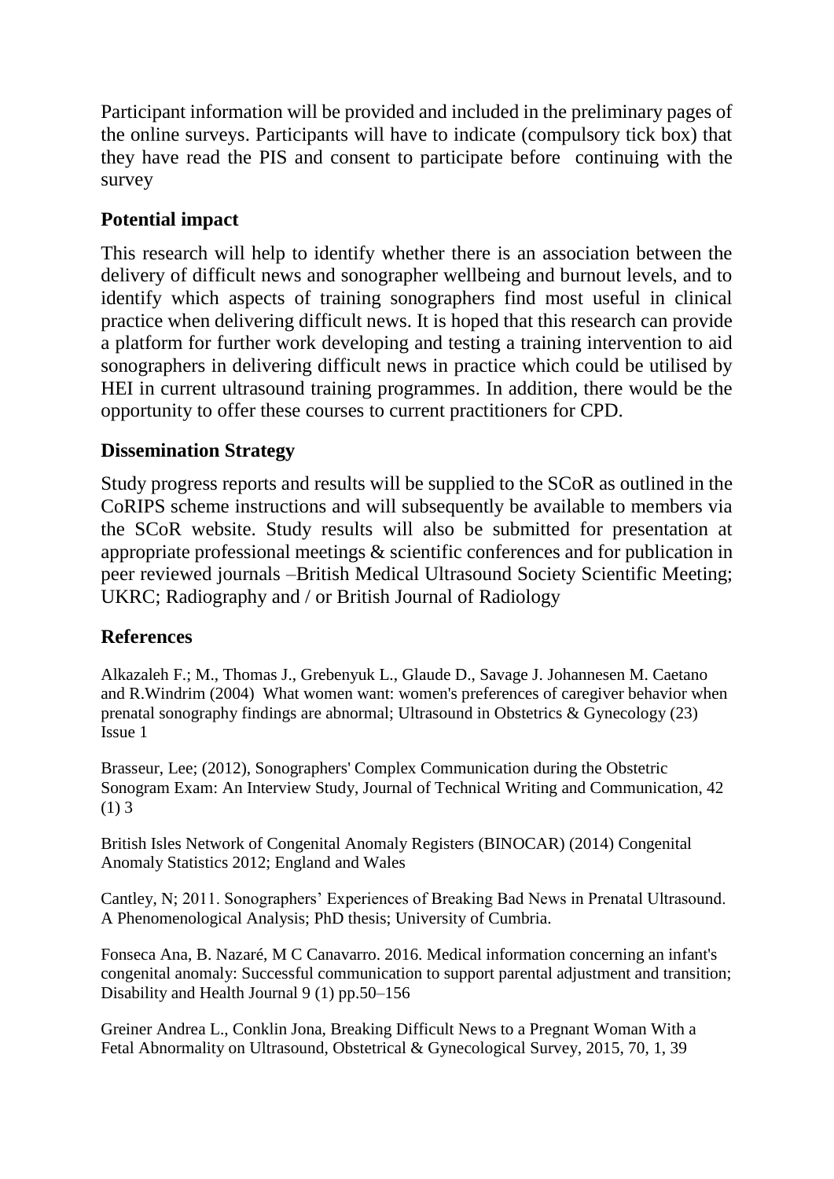Participant information will be provided and included in the preliminary pages of the online surveys. Participants will have to indicate (compulsory tick box) that they have read the PIS and consent to participate before continuing with the survey

## Potential impact

This research will help to identify whether there is an association between the delivery of difficult news and sonographer wellbeing and burnout levels, and to identify which aspects of training sonographers find most useful in clinical practice when delivering difficult news. It is hoped that this research can provide a platform for further work developing and testing a training intervention to aid sonographers in delivering difficult news in practice which could be utilised by HEI in current ultrasound training programmes. In addition, there would be the opportunity to offer these courses to current practitioners for CPD.

## Dissemination Strategy

Study progress reports and results will be supplied to the SCoR as outlined in the CoRIPS scheme instructions and will subsequently be available to members via the SCoR website. Study results will also be submitted for presentation at appropriate professional meetings & scientific conferences and for publication in peer reviewed journals –British Medical Ultrasound Society Scientific Meeting; UKRC; Radiography and / or British Journal of Radiology

## References

Alkazaleh F.; M., Thomas J., Grebenyuk L., Glaude D., Savage J. Johannesen M. Caetano and R.Windrim (2004) What women want: women's preferences of caregiver behavior when prenatal sonography findings are abnormal; Ultrasound in Obstetrics & Gynecology (23) Issue 1

Brasseur, Lee; (2012), Sonographers' Complex Communication during the Obstetric Sonogram Exam: An Interview Study, Journal of Technical Writing and Communication, 42 (1) 3

British Isles Network of Congenital Anomaly Registers (BINOCAR) (2014) Congenital Anomaly Statistics 2012; England and Wales

Cantley, N; 2011. Sonographers' Experiences of Breaking Bad News in Prenatal Ultrasound. A Phenomenological Analysis; PhD thesis; University of Cumbria.

Fonseca Ana, B. Nazaré, M C Canavarro. 2016. Medical information concerning an infant's congenital anomaly: Successful communication to support parental adjustment and transition; Disability and Health Journal 9 (1) pp.50–156

Greiner Andrea L., Conklin Jona, Breaking Difficult News to a Pregnant Woman With a Fetal Abnormality on Ultrasound, Obstetrical & Gynecological Survey, 2015, 70, 1, 39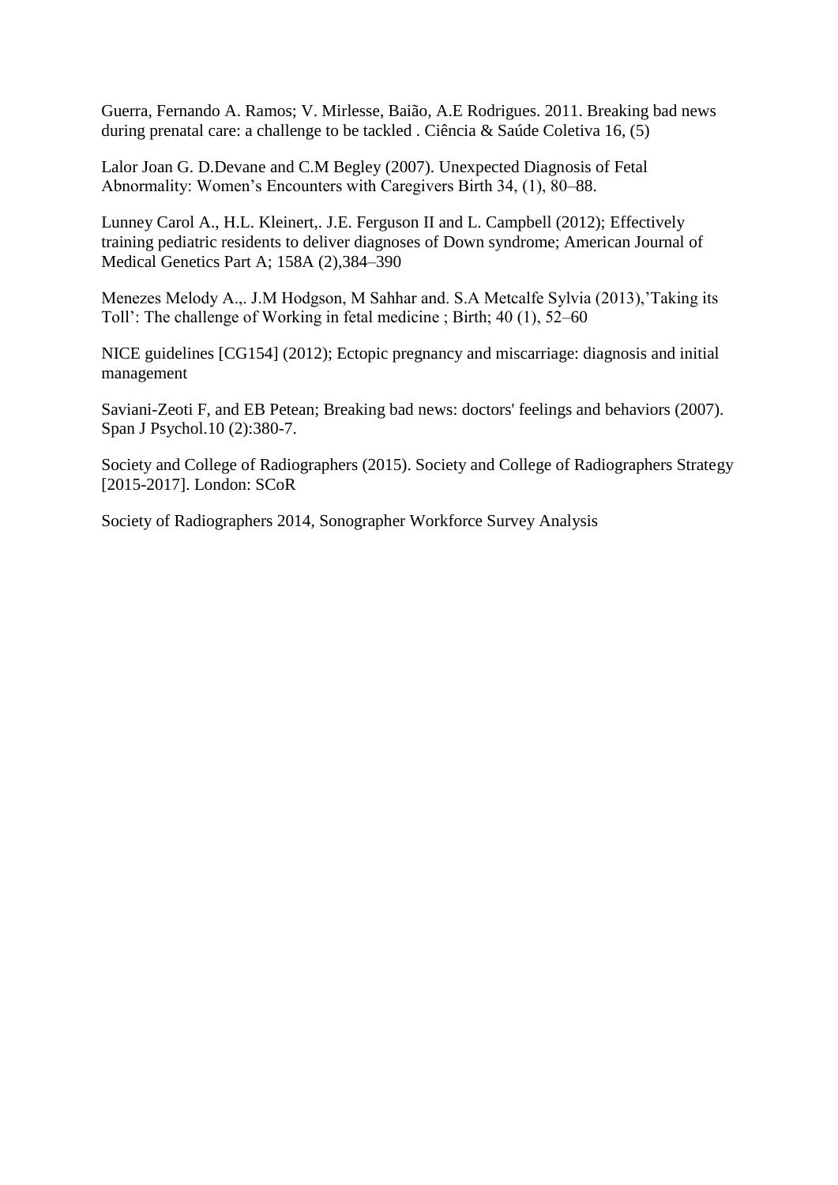Guerra, Fernando A. Ramos; V. Mirlesse, Baião, A.E Rodrigues. 2011. Breaking bad news during prenatal care: a challenge to be tackled . Ciência & Saúde Coletiva 16, (5)

Lalor Joan G. D.Devane and C.M Begley (2007). Unexpected Diagnosis of Fetal Abnormality: Women's Encounters with Caregivers Birth 34, (1), 80–88.

Lunney Carol A., H.L. Kleinert,. J.E. Ferguson II and L. Campbell (2012); Effectively training pediatric residents to deliver diagnoses of Down syndrome; American Journal of Medical Genetics Part A; 158A (2),384–390

Menezes Melody A.,. J.M Hodgson, M Sahhar and. S.A Metcalfe Sylvia (2013),'Taking its Toll': The challenge of Working in fetal medicine ; Birth; 40 (1), 52–60

NICE guidelines [CG154] (2012); Ectopic pregnancy and miscarriage: diagnosis and initial management

Saviani-Zeoti F, and EB Petean; Breaking bad news: doctors' feelings and behaviors (2007). Span J Psychol.10 (2):380-7.

Society and College of Radiographers (2015). Society and College of Radiographers Strategy [2015-2017]. London: SCoR

Society of Radiographers 2014, Sonographer Workforce Survey Analysis